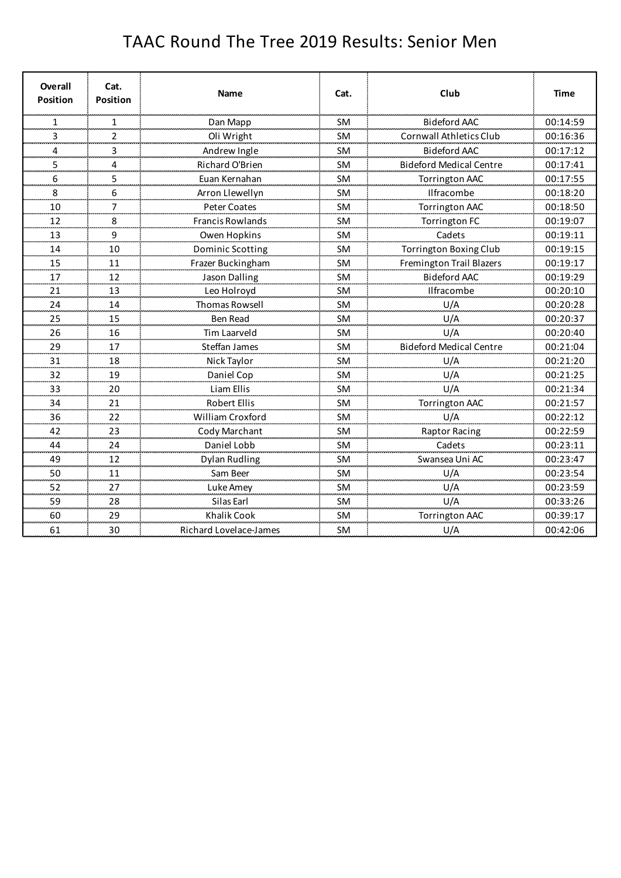# TAAC Round The Tree 2019 Results: Senior Men

| Overall Position | Cat. Position | Name | Cat. | Club | Time |
|---|---|---|---|---|---|
| 1 | 1 | Dan Mapp | SM | Bideford AAC | 00:14:59 |
| 3 | 2 | Oli Wright | SM | Cornwall Athletics Club | 00:16:36 |
| 4 | 3 | Andrew Ingle | SM | Bideford AAC | 00:17:12 |
| 5 | 4 | Richard O'Brien | SM | Bideford Medical Centre | 00:17:41 |
| 6 | 5 | Euan Kernahan | SM | Torrington AAC | 00:17:55 |
| 8 | 6 | Arron Llewellyn | SM | Ilfracombe | 00:18:20 |
| 10 | 7 | Peter Coates | SM | Torrington AAC | 00:18:50 |
| 12 | 8 | Francis Rowlands | SM | Torrington FC | 00:19:07 |
| 13 | 9 | Owen Hopkins | SM | Cadets | 00:19:11 |
| 14 | 10 | Dominic Scotting | SM | Torrington Boxing Club | 00:19:15 |
| 15 | 11 | Frazer Buckingham | SM | Fremington Trail Blazers | 00:19:17 |
| 17 | 12 | Jason Dalling | SM | Bideford AAC | 00:19:29 |
| 21 | 13 | Leo Holroyd | SM | Ilfracombe | 00:20:10 |
| 24 | 14 | Thomas Rowsell | SM | U/A | 00:20:28 |
| 25 | 15 | Ben Read | SM | U/A | 00:20:37 |
| 26 | 16 | Tim Laarveld | SM | U/A | 00:20:40 |
| 29 | 17 | Steffan James | SM | Bideford Medical Centre | 00:21:04 |
| 31 | 18 | Nick Taylor | SM | U/A | 00:21:20 |
| 32 | 19 | Daniel Cop | SM | U/A | 00:21:25 |
| 33 | 20 | Liam Ellis | SM | U/A | 00:21:34 |
| 34 | 21 | Robert Ellis | SM | Torrington AAC | 00:21:57 |
| 36 | 22 | William Croxford | SM | U/A | 00:22:12 |
| 42 | 23 | Cody Marchant | SM | Raptor Racing | 00:22:59 |
| 44 | 24 | Daniel Lobb | SM | Cadets | 00:23:11 |
| 49 | 12 | Dylan Rudling | SM | Swansea Uni AC | 00:23:47 |
| 50 | 11 | Sam Beer | SM | U/A | 00:23:54 |
| 52 | 27 | Luke Amey | SM | U/A | 00:23:59 |
| 59 | 28 | Silas Earl | SM | U/A | 00:33:26 |
| 60 | 29 | Khalik Cook | SM | Torrington AAC | 00:39:17 |
| 61 | 30 | Richard Lovelace-James | SM | U/A | 00:42:06 |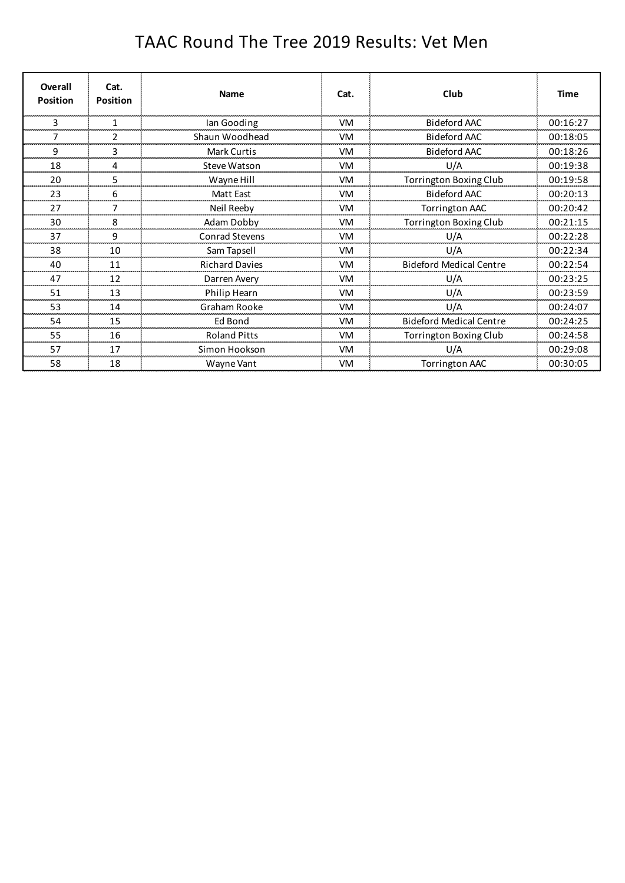# TAAC Round The Tree 2019 Results: Vet Men

| Overall Position | Cat. Position | Name | Cat. | Club | Time |
|---|---|---|---|---|---|
| 3 | 1 | Ian Gooding | VM | Bideford AAC | 00:16:27 |
| 7 | 2 | Shaun Woodhead | VM | Bideford AAC | 00:18:05 |
| 9 | 3 | Mark Curtis | VM | Bideford AAC | 00:18:26 |
| 18 | 4 | Steve Watson | VM | U/A | 00:19:38 |
| 20 | 5 | Wayne Hill | VM | Torrington Boxing Club | 00:19:58 |
| 23 | 6 | Matt East | VM | Bideford AAC | 00:20:13 |
| 27 | 7 | Neil Reeby | VM | Torrington AAC | 00:20:42 |
| 30 | 8 | Adam Dobby | VM | Torrington Boxing Club | 00:21:15 |
| 37 | 9 | Conrad Stevens | VM | U/A | 00:22:28 |
| 38 | 10 | Sam Tapsell | VM | U/A | 00:22:34 |
| 40 | 11 | Richard Davies | VM | Bideford Medical Centre | 00:22:54 |
| 47 | 12 | Darren Avery | VM | U/A | 00:23:25 |
| 51 | 13 | Philip Hearn | VM | U/A | 00:23:59 |
| 53 | 14 | Graham Rooke | VM | U/A | 00:24:07 |
| 54 | 15 | Ed Bond | VM | Bideford Medical Centre | 00:24:25 |
| 55 | 16 | Roland Pitts | VM | Torrington Boxing Club | 00:24:58 |
| 57 | 17 | Simon Hookson | VM | U/A | 00:29:08 |
| 58 | 18 | Wayne Vant | VM | Torrington AAC | 00:30:05 |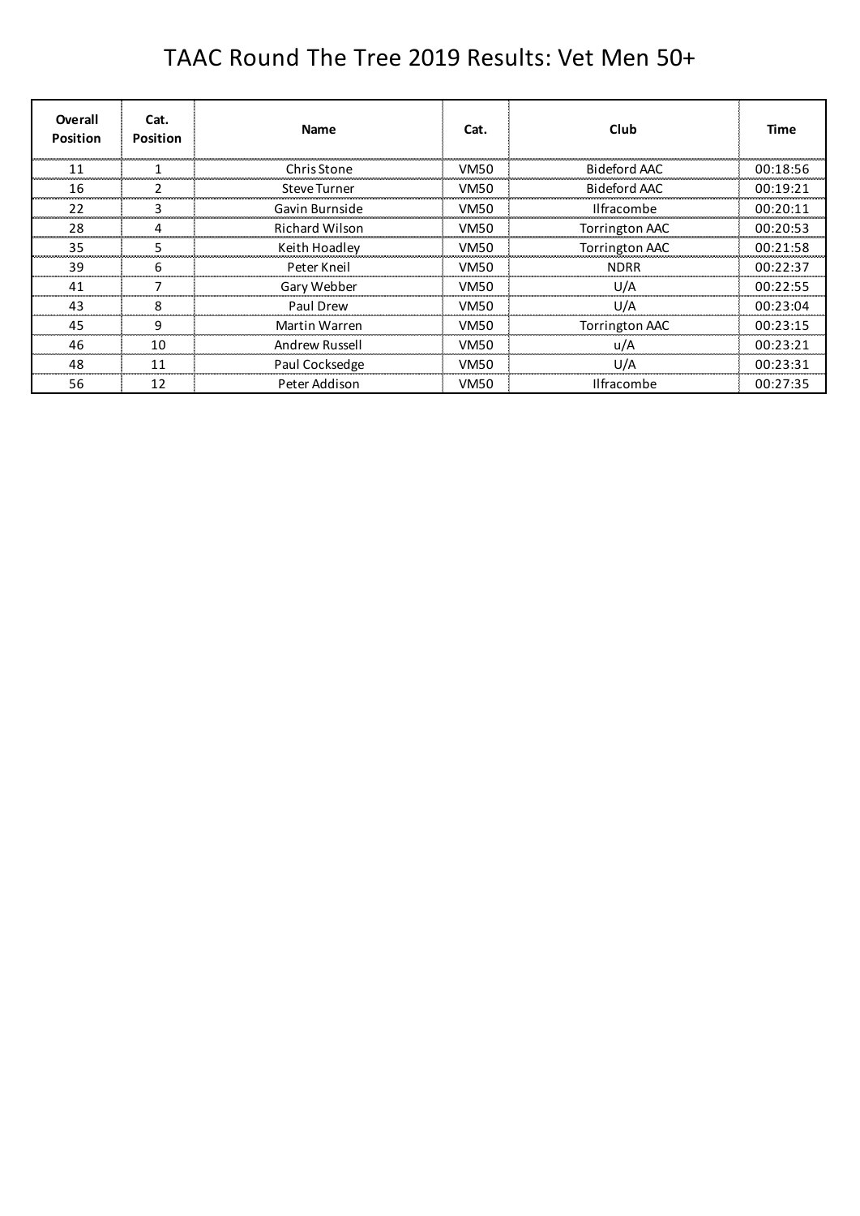# TAAC Round The Tree 2019 Results: Vet Men 50+

| Overall Position | Cat. Position | Name | Cat. | Club | Time |
| --- | --- | --- | --- | --- | --- |
| 11 | 1 | Chris Stone | VM50 | Bideford AAC | 00:18:56 |
| 16 | 2 | Steve Turner | VM50 | Bideford AAC | 00:19:21 |
| 22 | 3 | Gavin Burnside | VM50 | Ilfracombe | 00:20:11 |
| 28 | 4 | Richard Wilson | VM50 | Torrington AAC | 00:20:53 |
| 35 | 5 | Keith Hoadley | VM50 | Torrington AAC | 00:21:58 |
| 39 | 6 | Peter Kneil | VM50 | NDRR | 00:22:37 |
| 41 | 7 | Gary Webber | VM50 | U/A | 00:22:55 |
| 43 | 8 | Paul Drew | VM50 | U/A | 00:23:04 |
| 45 | 9 | Martin Warren | VM50 | Torrington AAC | 00:23:15 |
| 46 | 10 | Andrew Russell | VM50 | u/A | 00:23:21 |
| 48 | 11 | Paul Cocksedge | VM50 | U/A | 00:23:31 |
| 56 | 12 | Peter Addison | VM50 | Ilfracombe | 00:27:35 |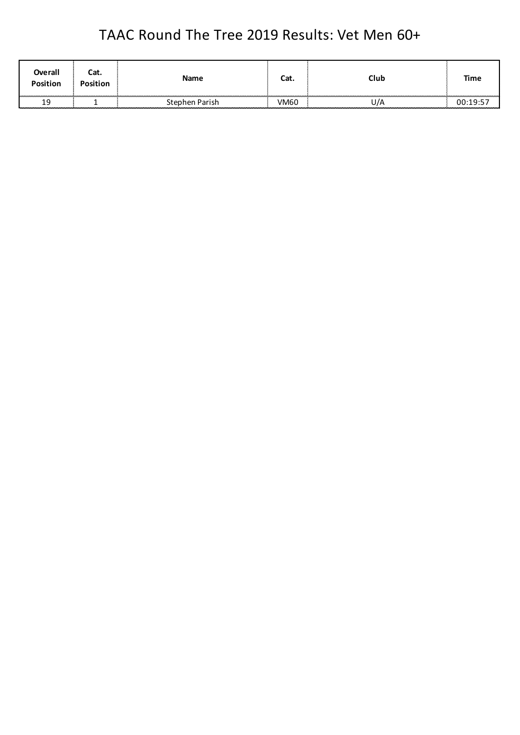# TAAC Round The Tree 2019 Results: Vet Men 60+

| Overall Position | Cat. Position | Name | Cat. | Club | Time |
|---|---|---|---|---|---|
| 19 | 1 | Stephen Parish | VM60 | U/A | 00:19:57 |